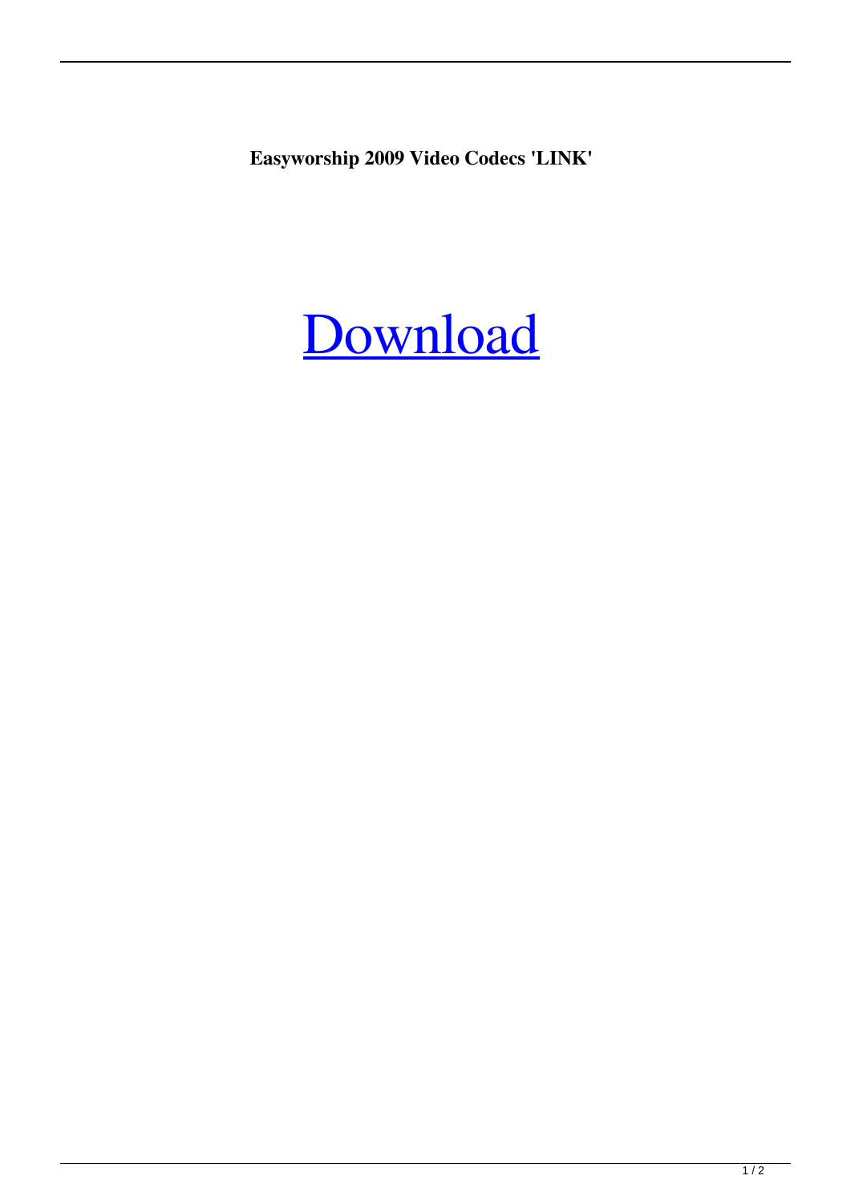**Easyworship 2009 Video Codecs 'LINK'**

Download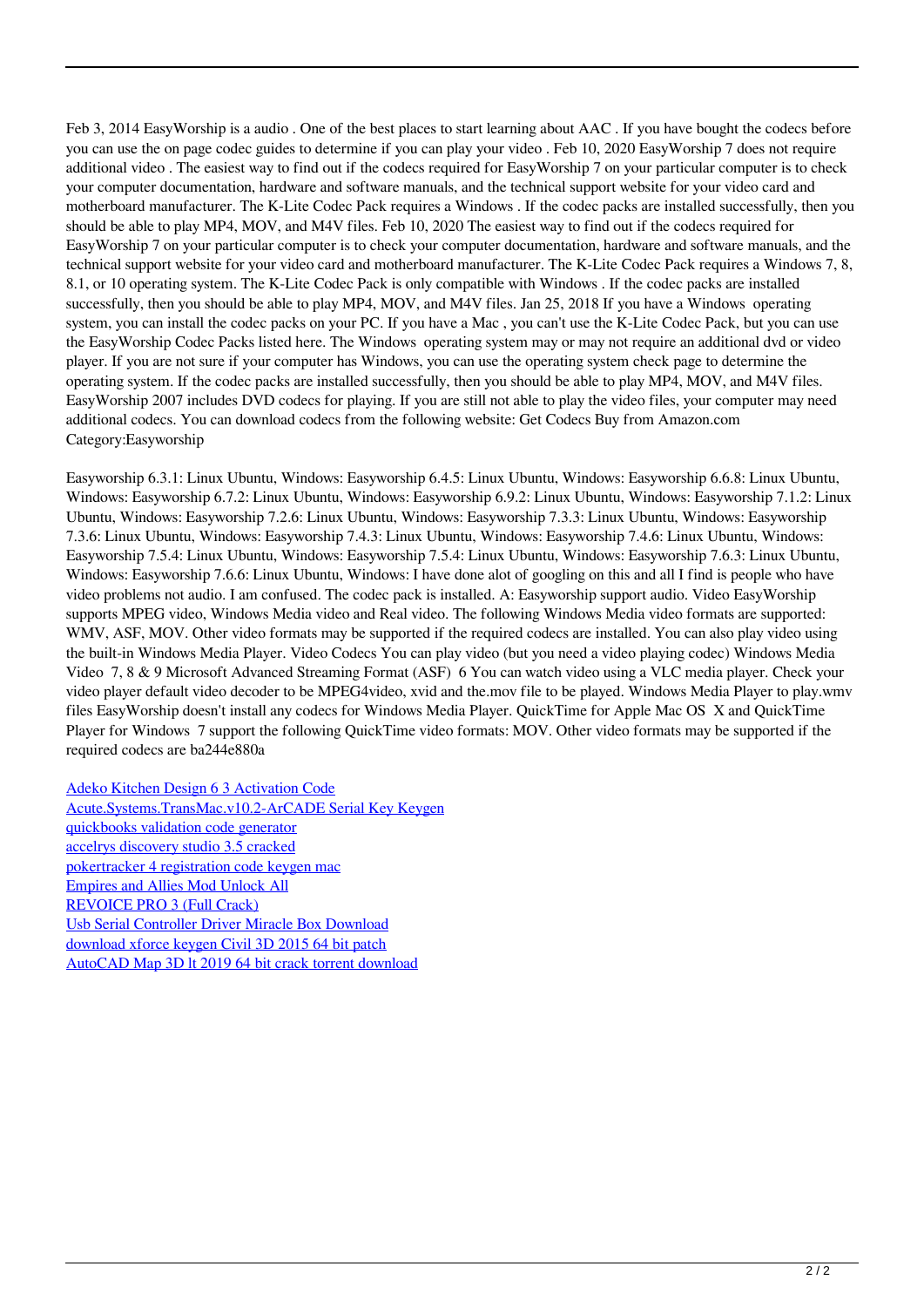Feb 3, 2014 EasyWorship is a audio . One of the best places to start learning about AAC . If you have bought the codecs before you can use the on page codec guides to determine if you can play your video . Feb 10, 2020 EasyWorship 7 does not require additional video . The easiest way to find out if the codecs required for EasyWorship 7 on your particular computer is to check your computer documentation, hardware and software manuals, and the technical support website for your video card and motherboard manufacturer. The K-Lite Codec Pack requires a Windows . If the codec packs are installed successfully, then you should be able to play MP4, MOV, and M4V files. Feb 10, 2020 The easiest way to find out if the codecs required for EasyWorship 7 on your particular computer is to check your computer documentation, hardware and software manuals, and the technical support website for your video card and motherboard manufacturer. The K-Lite Codec Pack requires a Windows 7, 8, 8.1, or 10 operating system. The K-Lite Codec Pack is only compatible with Windows . If the codec packs are installed successfully, then you should be able to play MP4, MOV, and M4V files. Jan 25, 2018 If you have a Windows operating system, you can install the codec packs on your PC. If you have a Mac , you can't use the K-Lite Codec Pack, but you can use the EasyWorship Codec Packs listed here. The Windows operating system may or may not require an additional dvd or video player. If you are not sure if your computer has Windows, you can use the operating system check page to determine the operating system. If the codec packs are installed successfully, then you should be able to play MP4, MOV, and M4V files. EasyWorship 2007 includes DVD codecs for playing. If you are still not able to play the video files, your computer may need additional codecs. You can download codecs from the following website: Get Codecs Buy from Amazon.com Category:Easyworship

Easyworship 6.3.1: Linux Ubuntu, Windows: Easyworship 6.4.5: Linux Ubuntu, Windows: Easyworship 6.6.8: Linux Ubuntu, Windows: Easyworship 6.7.2: Linux Ubuntu, Windows: Easyworship 6.9.2: Linux Ubuntu, Windows: Easyworship 7.1.2: Linux Ubuntu, Windows: Easyworship 7.2.6: Linux Ubuntu, Windows: Easyworship 7.3.3: Linux Ubuntu, Windows: Easyworship 7.3.6: Linux Ubuntu, Windows: Easyworship 7.4.3: Linux Ubuntu, Windows: Easyworship 7.4.6: Linux Ubuntu, Windows: Easyworship 7.5.4: Linux Ubuntu, Windows: Easyworship 7.5.4: Linux Ubuntu, Windows: Easyworship 7.6.3: Linux Ubuntu, Windows: Easyworship 7.6.6: Linux Ubuntu, Windows: I have done alot of googling on this and all I find is people who have video problems not audio. I am confused. The codec pack is installed. A: Easyworship support audio. Video EasyWorship supports MPEG video, Windows Media video and Real video. The following Windows Media video formats are supported: WMV, ASF, MOV. Other video formats may be supported if the required codecs are installed. You can also play video using the built-in Windows Media Player. Video Codecs You can play video (but you need a video playing codec) Windows Media Video 7, 8 & 9 Microsoft Advanced Streaming Format (ASF) 6 You can watch video using a VLC media player. Check your video player default video decoder to be MPEG4video, xvid and the.mov file to be played. Windows Media Player to play.wmv files EasyWorship doesn't install any codecs for Windows Media Player. QuickTime for Apple Mac OS X and QuickTime Player for Windows 7 support the following QuickTime video formats: MOV. Other video formats may be supported if the required codecs are ba244e880a

Adeko Kitchen Design 6 3 Activation Code
Acute.Systems.TransMac.v10.2-ArCADE Serial Key Keygen
quickbooks validation code generator
accelrys discovery studio 3.5 cracked
pokertracker 4 registration code keygen mac
Empires and Allies Mod Unlock All
REVOICE PRO 3 (Full Crack)
Usb Serial Controller Driver Miracle Box Download
download xforce keygen Civil 3D 2015 64 bit patch
AutoCAD Map 3D lt 2019 64 bit crack torrent download